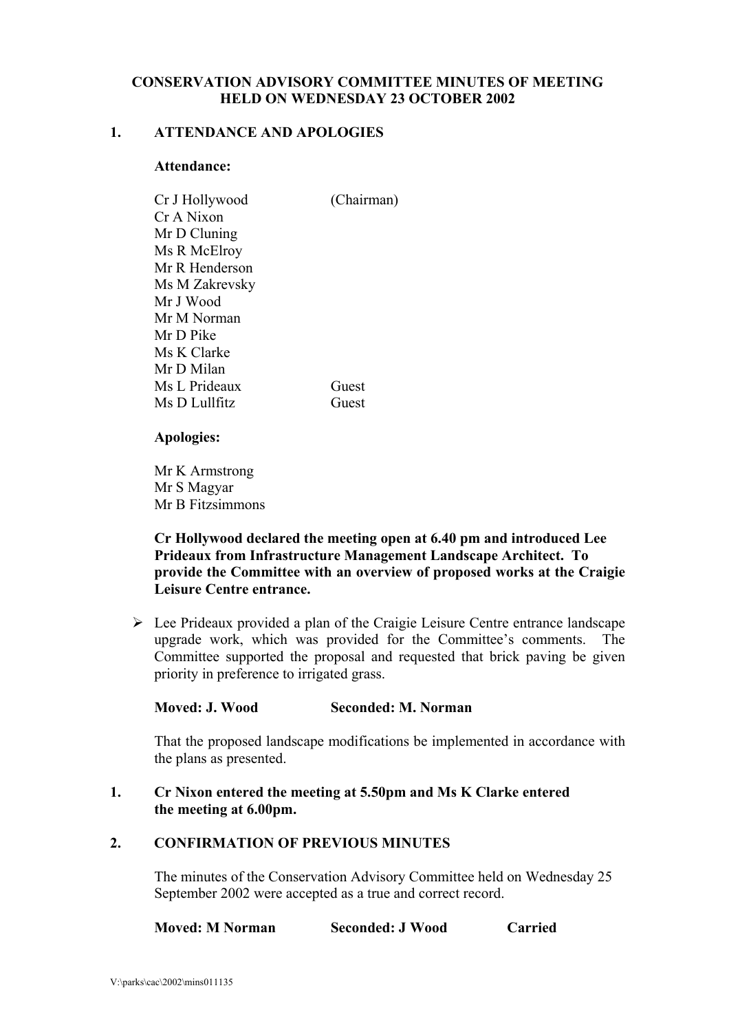**CONSERVATION ADVISORY COMMITTEE MINUTES OF MEETING HELD ON WEDNESDAY 23 OCTOBER 2002**

## 1. ATTENDANCE AND APOLOGIES

**Attendance:**

| | |
|---|---|
| Cr J Hollywood | (Chairman) |
| Cr A Nixon | |
| Mr D Cluning | |
| Ms R McElroy | |
| Mr R Henderson | |
| Ms M Zakrevsky | |
| Mr J Wood | |
| Mr M Norman | |
| Mr D Pike | |
| Ms K Clarke | |
| Mr D Milan | |
| Ms L Prideaux | Guest |
| Ms D Lullfitz | Guest |

**Apologies:**

Mr K Armstrong
Mr S Magyar
Mr B Fitzsimmons

**Cr Hollywood declared the meeting open at 6.40 pm and introduced Lee Prideaux from Infrastructure Management Landscape Architect. To provide the Committee with an overview of proposed works at the Craigie Leisure Centre entrance.**

- Lee Prideaux provided a plan of the Craigie Leisure Centre entrance landscape upgrade work, which was provided for the Committee's comments. The Committee supported the proposal and requested that brick paving be given priority in preference to irrigated grass.

**Moved: J. Wood Seconded: M. Norman**

That the proposed landscape modifications be implemented in accordance with the plans as presented.

**1. Cr Nixon entered the meeting at 5.50pm and Ms K Clarke entered the meeting at 6.00pm.**

## 2. CONFIRMATION OF PREVIOUS MINUTES

The minutes of the Conservation Advisory Committee held on Wednesday 25 September 2002 were accepted as a true and correct record.

**Moved: M Norman Seconded: J Wood Carried**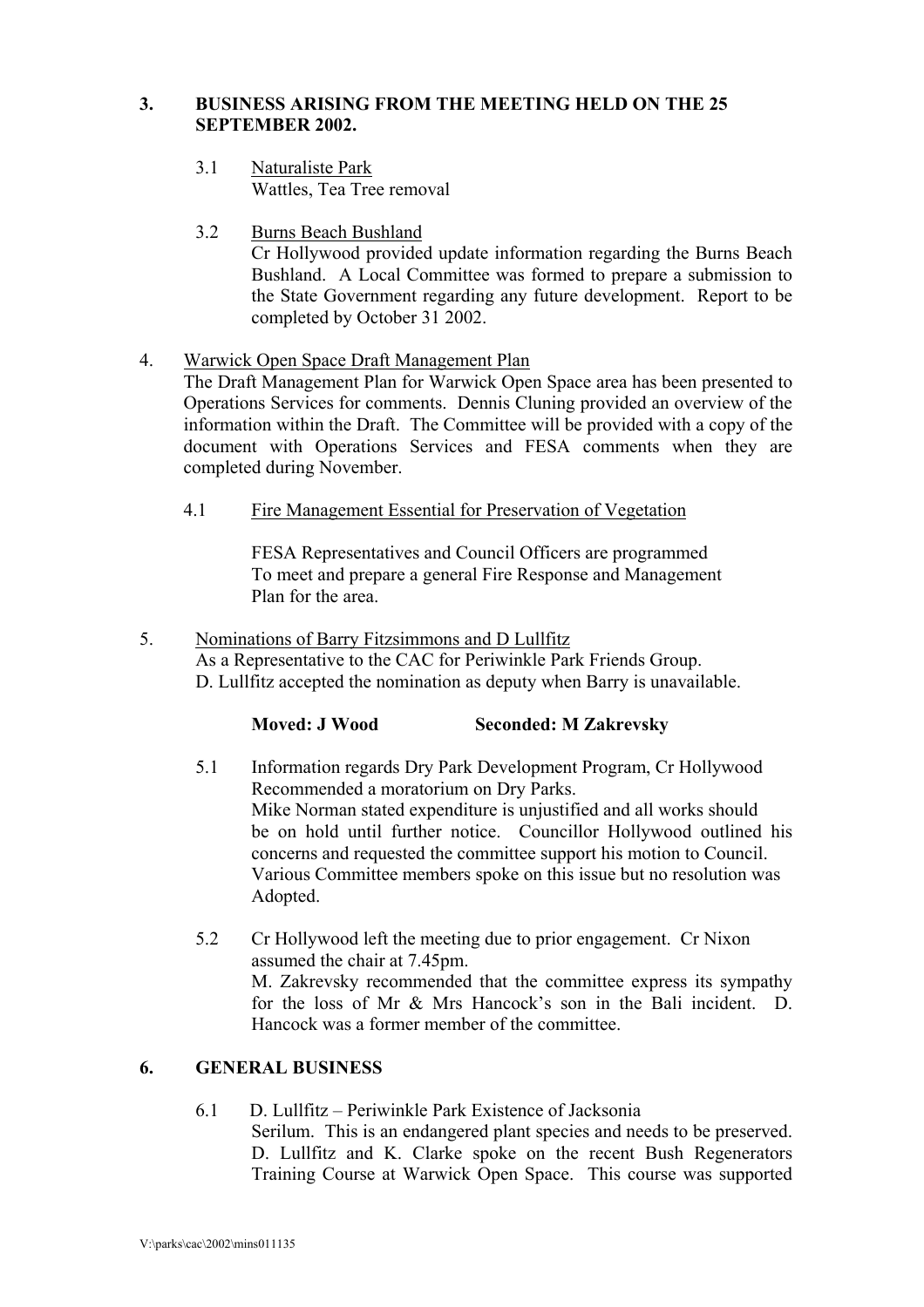## 3. BUSINESS ARISING FROM THE MEETING HELD ON THE 25 SEPTEMBER 2002.

3.1 Naturaliste Park
Wattles, Tea Tree removal

3.2 Burns Beach Bushland
Cr Hollywood provided update information regarding the Burns Beach Bushland. A Local Committee was formed to prepare a submission to the State Government regarding any future development. Report to be completed by October 31 2002.

4. Warwick Open Space Draft Management Plan
The Draft Management Plan for Warwick Open Space area has been presented to Operations Services for comments. Dennis Cluning provided an overview of the information within the Draft. The Committee will be provided with a copy of the document with Operations Services and FESA comments when they are completed during November.

4.1 Fire Management Essential for Preservation of Vegetation

FESA Representatives and Council Officers are programmed To meet and prepare a general Fire Response and Management Plan for the area.

5. Nominations of Barry Fitzsimmons and D Lullfitz
As a Representative to the CAC for Periwinkle Park Friends Group.
D. Lullfitz accepted the nomination as deputy when Barry is unavailable.

**Moved: J Wood Seconded: M Zakrevsky**

5.1 Information regards Dry Park Development Program, Cr Hollywood Recommended a moratorium on Dry Parks.
Mike Norman stated expenditure is unjustified and all works should be on hold until further notice. Councillor Hollywood outlined his concerns and requested the committee support his motion to Council. Various Committee members spoke on this issue but no resolution was Adopted.

5.2 Cr Hollywood left the meeting due to prior engagement. Cr Nixon assumed the chair at 7.45pm.
M. Zakrevsky recommended that the committee express its sympathy for the loss of Mr & Mrs Hancock's son in the Bali incident. D. Hancock was a former member of the committee.

## 6. GENERAL BUSINESS

6.1 D. Lullfitz – Periwinkle Park Existence of Jacksonia Serilum. This is an endangered plant species and needs to be preserved. D. Lullfitz and K. Clarke spoke on the recent Bush Regenerators Training Course at Warwick Open Space. This course was supported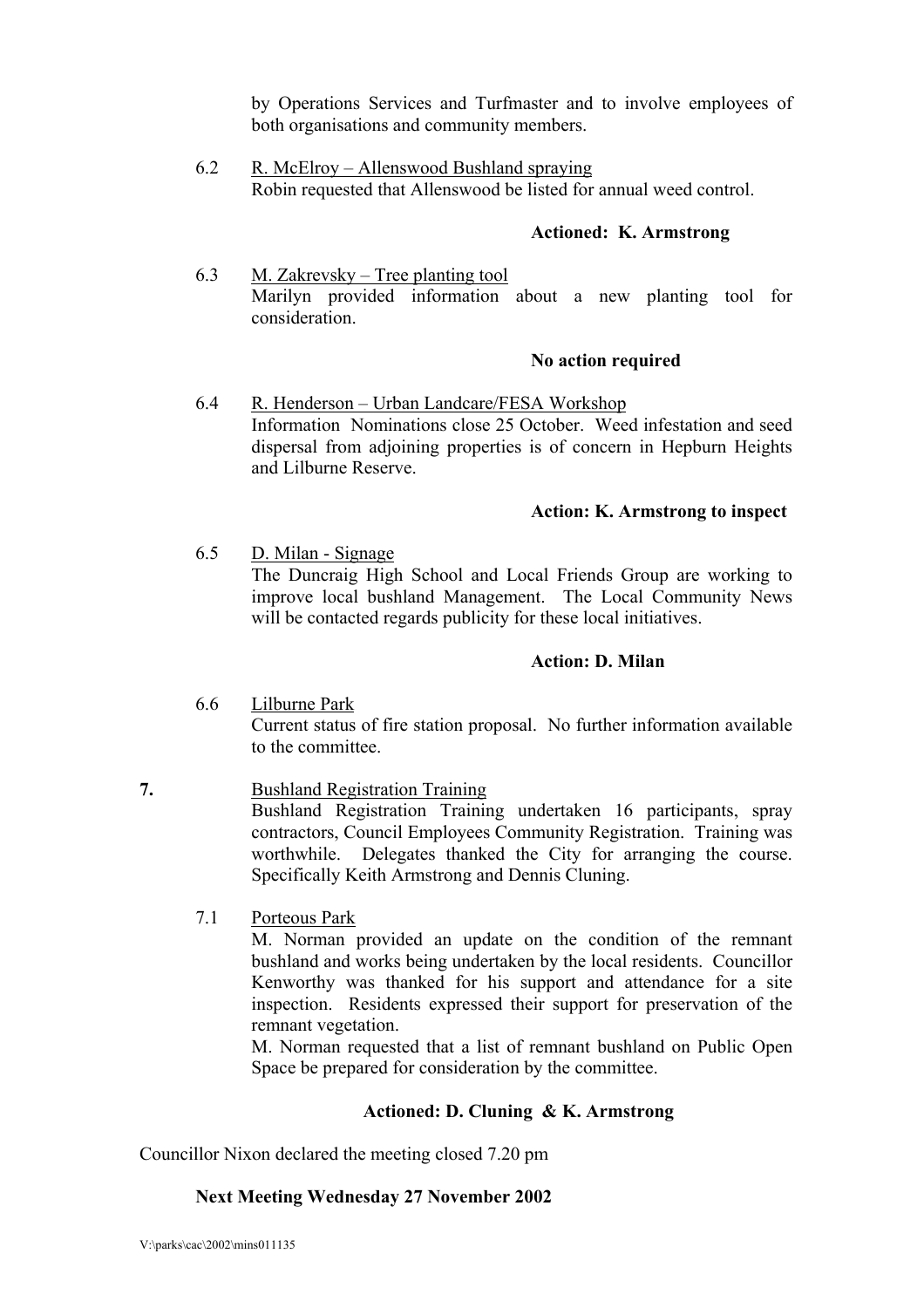by Operations Services and Turfmaster and to involve employees of both organisations and community members.

6.2 R. McElroy – Allenswood Bushland spraying
Robin requested that Allenswood be listed for annual weed control.

**Actioned: K. Armstrong**

6.3 M. Zakrevsky – Tree planting tool
Marilyn provided information about a new planting tool for consideration.

**No action required**

6.4 R. Henderson – Urban Landcare/FESA Workshop
Information Nominations close 25 October. Weed infestation and seed dispersal from adjoining properties is of concern in Hepburn Heights and Lilburne Reserve.

**Action: K. Armstrong to inspect**

6.5 D. Milan - Signage
The Duncraig High School and Local Friends Group are working to improve local bushland Management. The Local Community News will be contacted regards publicity for these local initiatives.

**Action: D. Milan**

6.6 Lilburne Park
Current status of fire station proposal. No further information available to the committee.

**7.** Bushland Registration Training
Bushland Registration Training undertaken 16 participants, spray contractors, Council Employees Community Registration. Training was worthwhile. Delegates thanked the City for arranging the course. Specifically Keith Armstrong and Dennis Cluning.

7.1 Porteous Park
M. Norman provided an update on the condition of the remnant bushland and works being undertaken by the local residents. Councillor Kenworthy was thanked for his support and attendance for a site inspection. Residents expressed their support for preservation of the remnant vegetation.
M. Norman requested that a list of remnant bushland on Public Open Space be prepared for consideration by the committee.

**Actioned: D. Cluning & K. Armstrong**

Councillor Nixon declared the meeting closed 7.20 pm

**Next Meeting Wednesday 27 November 2002**

V:\parks\cac\2002\mins011135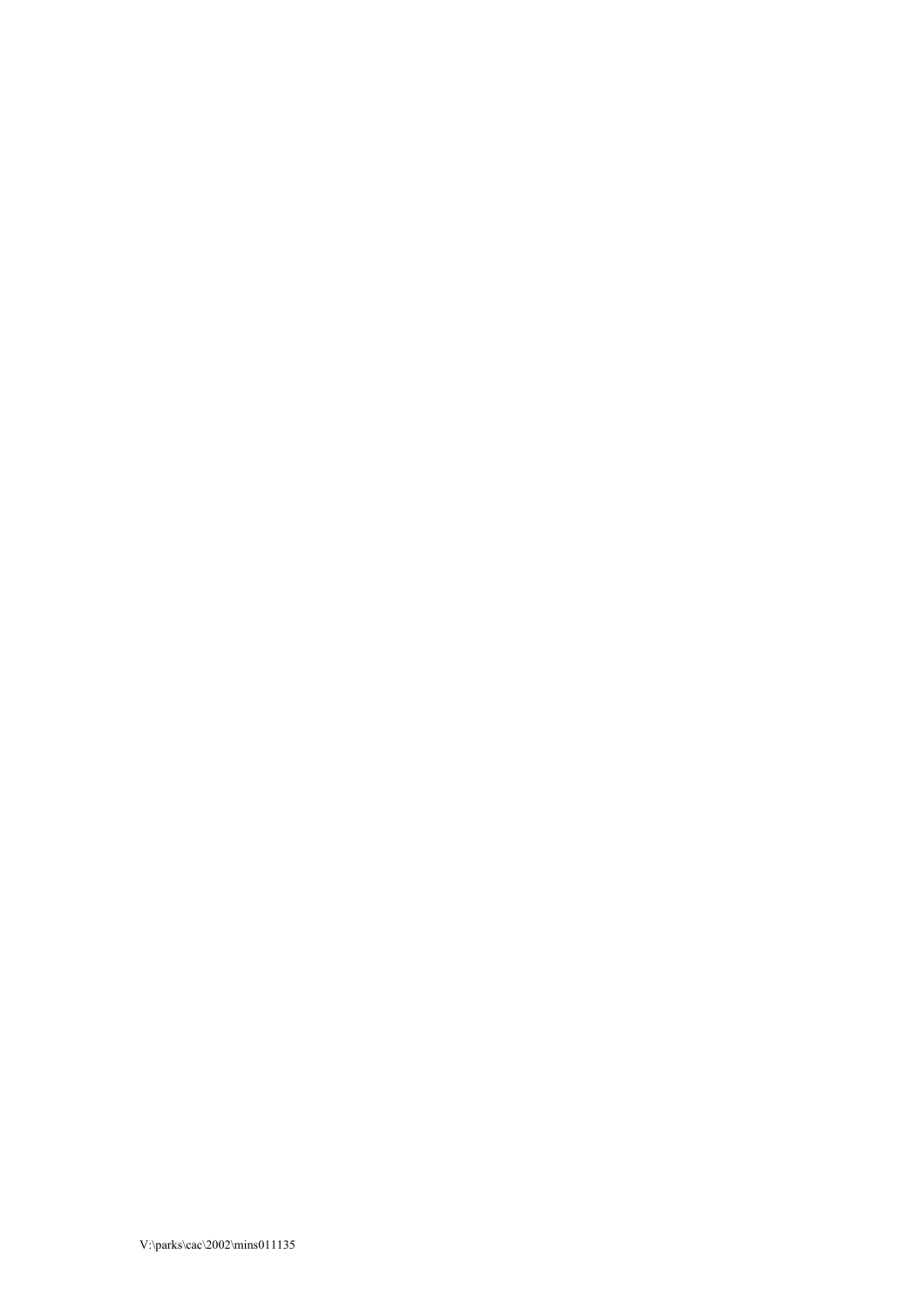V:\parks\cac\2002\mins011135